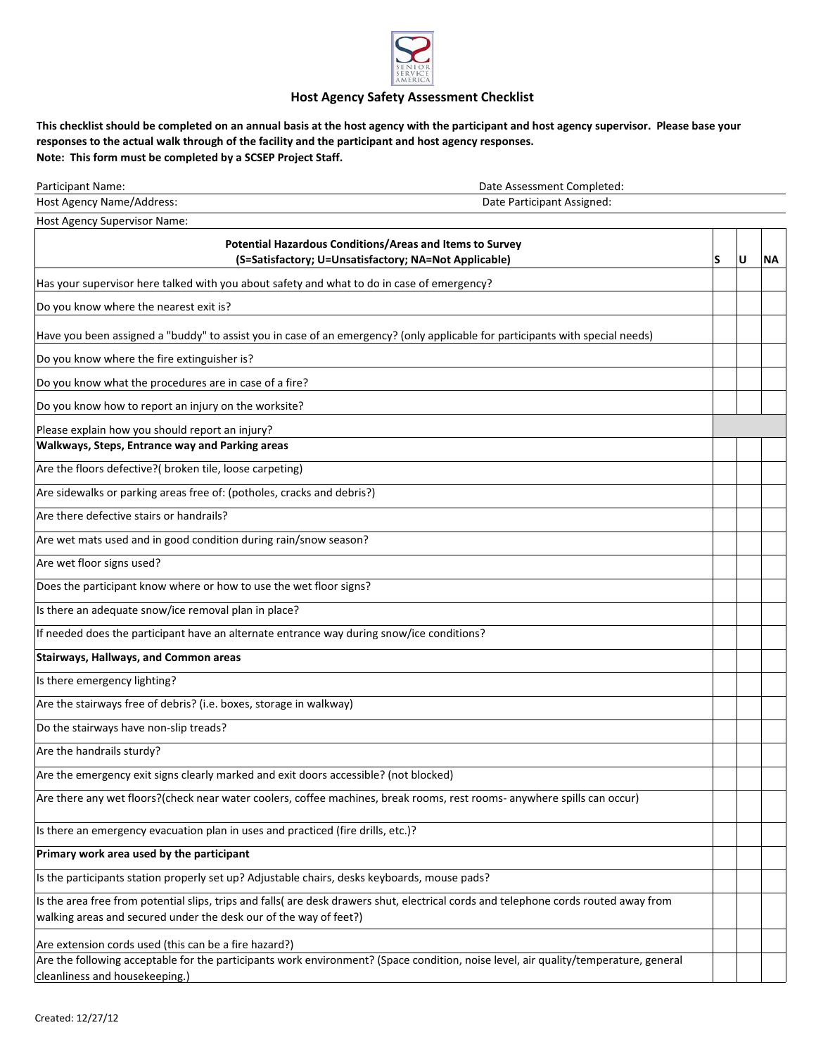## Host Agency Safety Assessment Checklist

**This checklist should be completed on an annual basis at the host agency with the participant and host agency supervisor. Please base your responses to the actual walk through of the facility and the participant and host agency responses.**
**Note: This form must be completed by a SCSEP Project Staff.**

Participant Name: Date Assessment Completed:

Host Agency Name/Address: Date Participant Assigned:

Host Agency Supervisor Name:

| Potential Hazardous Conditions/Areas and Items to Survey (S=Satisfactory; U=Unsatisfactory; NA=Not Applicable) | S | U | NA |
|---|---|---|---|
| Has your supervisor here talked with you about safety and what to do in case of emergency? | | | |
| Do you know where the nearest exit is? | | | |
| Have you been assigned a "buddy" to assist you in case of an emergency? (only applicable for participants with special needs) | | | |
| Do you know where the fire extinguisher is? | | | |
| Do you know what the procedures are in case of a fire? | | | |
| Do you know how to report an injury on the worksite? | | | |
| Please explain how you should report an injury? | | | |
| **Walkways, Steps, Entrance way and Parking areas** | | | |
| Are the floors defective?( broken tile, loose carpeting) | | | |
| Are sidewalks or parking areas free of: (potholes, cracks and debris?) | | | |
| Are there defective stairs or handrails? | | | |
| Are wet mats used and in good condition during rain/snow season? | | | |
| Are wet floor signs used? | | | |
| Does the participant know where or how to use the wet floor signs? | | | |
| Is there an adequate snow/ice removal plan in place? | | | |
| If needed does the participant have an alternate entrance way during snow/ice conditions? | | | |
| **Stairways, Hallways, and Common areas** | | | |
| Is there emergency lighting? | | | |
| Are the stairways free of debris? (i.e. boxes, storage in walkway) | | | |
| Do the stairways have non-slip treads? | | | |
| Are the handrails sturdy? | | | |
| Are the emergency exit signs clearly marked and exit doors accessible? (not blocked) | | | |
| Are there any wet floors?(check near water coolers, coffee machines, break rooms, rest rooms- anywhere spills can occur) | | | |
| Is there an emergency evacuation plan in uses and practiced (fire drills, etc.)? | | | |
| **Primary work area used by the participant** | | | |
| Is the participants station properly set up? Adjustable chairs, desks keyboards, mouse pads? | | | |
| Is the area free from potential slips, trips and falls( are desk drawers shut, electrical cords and telephone cords routed away from walking areas and secured under the desk our of the way of feet?) | | | |
| Are extension cords used (this can be a fire hazard?) | | | |
| Are the following acceptable for the participants work environment? (Space condition, noise level, air quality/temperature, general cleanliness and housekeeping.) | | | |

Created: 12/27/12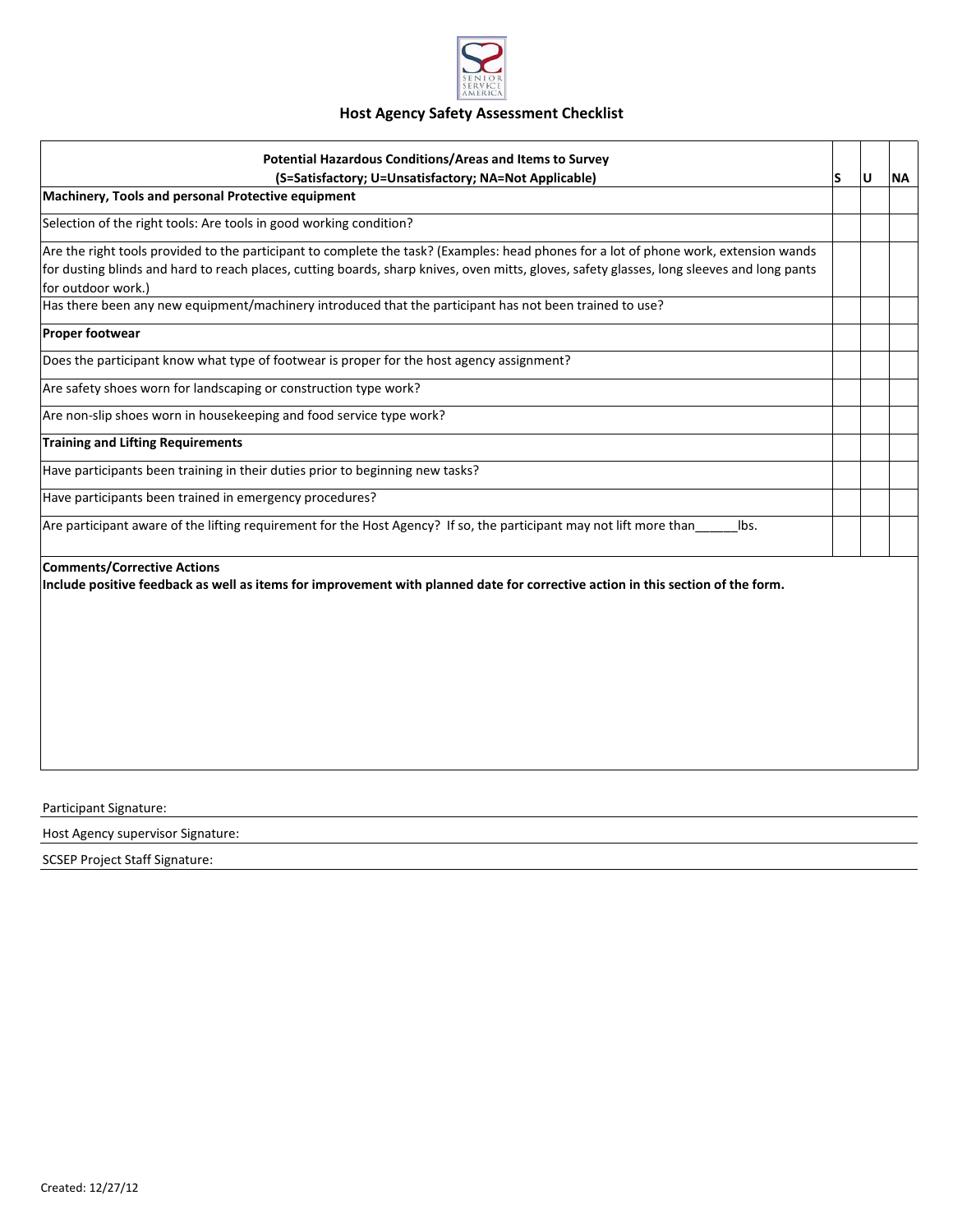## Host Agency Safety Assessment Checklist

| Potential Hazardous Conditions/Areas and Items to Survey (S=Satisfactory; U=Unsatisfactory; NA=Not Applicable) | S | U | NA |
|---|---|---|---|
| **Machinery, Tools and personal Protective equipment** | | | |
| Selection of the right tools: Are tools in good working condition? | | | |
| Are the right tools provided to the participant to complete the task? (Examples: head phones for a lot of phone work, extension wands for dusting blinds and hard to reach places, cutting boards, sharp knives, oven mitts, gloves, safety glasses, long sleeves and long pants for outdoor work.) | | | |
| Has there been any new equipment/machinery introduced that the participant has not been trained to use? | | | |
| **Proper footwear** | | | |
| Does the participant know what type of footwear is proper for the host agency assignment? | | | |
| Are safety shoes worn for landscaping or construction type work? | | | |
| Are non-slip shoes worn in housekeeping and food service type work? | | | |
| **Training and Lifting Requirements** | | | |
| Have participants been training in their duties prior to beginning new tasks? | | | |
| Have participants been trained in emergency procedures? | | | |
| Are participant aware of the lifting requirement for the Host Agency? If so, the participant may not lift more than______lbs. | | | |

**Comments/Corrective Actions**

**Include positive feedback as well as items for improvement with planned date for corrective action in this section of the form.**

Participant Signature:

Host Agency supervisor Signature:

SCSEP Project Staff Signature:

Created: 12/27/12